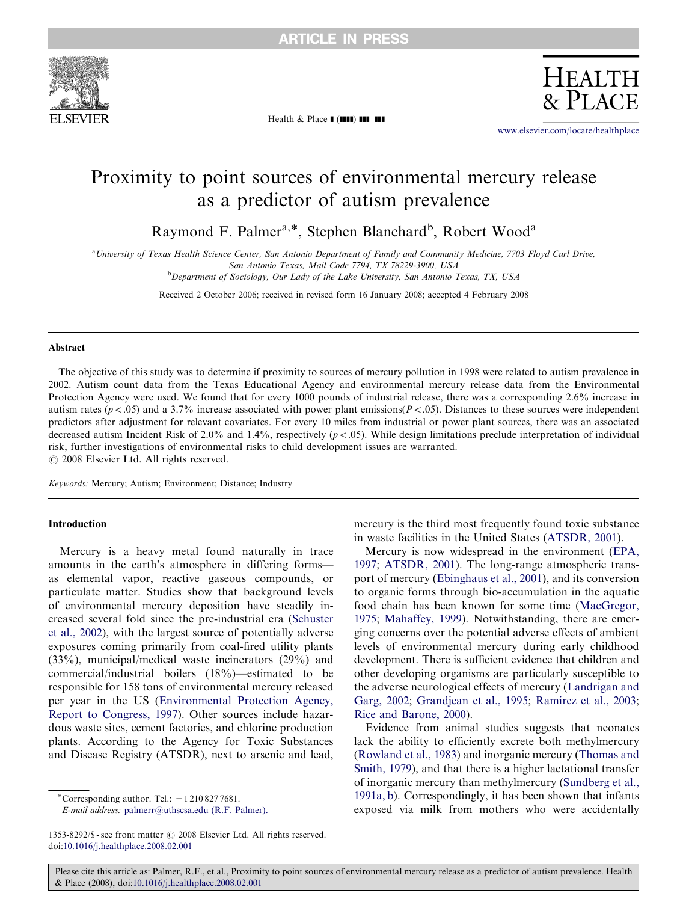# Proximity to point sources of environmental mercury release as a predictor of autism prevalence

Raymond F. Palmer[a,*], Stephen Blanchard[b], Robert Wood[a]

[a]University of Texas Health Science Center, San Antonio Department of Family and Community Medicine, 7703 Floyd Curl Drive, San Antonio Texas, Mail Code 7794, TX 78229-3900, USA

[b]Department of Sociology, Our Lady of the Lake University, San Antonio Texas, TX, USA

Received 2 October 2006; received in revised form 16 January 2008; accepted 4 February 2008

## Abstract

The objective of this study was to determine if proximity to sources of mercury pollution in 1998 were related to autism prevalence in 2002. Autism count data from the Texas Educational Agency and environmental mercury release data from the Environmental Protection Agency were used. We found that for every 1000 pounds of industrial release, there was a corresponding 2.6% increase in autism rates ($p<.05$) and a 3.7% increase associated with power plant emissions($P<.05$). Distances to these sources were independent predictors after adjustment for relevant covariates. For every 10 miles from industrial or power plant sources, there was an associated decreased autism Incident Risk of 2.0% and 1.4%, respectively ($p<.05$). While design limitations preclude interpretation of individual risk, further investigations of environmental risks to child development issues are warranted.

© 2008 Elsevier Ltd. All rights reserved.

*Keywords:* Mercury; Autism; Environment; Distance; Industry

## Introduction

Mercury is a heavy metal found naturally in trace amounts in the earth's atmosphere in differing forms—as elemental vapor, reactive gaseous compounds, or particulate matter. Studies show that background levels of environmental mercury deposition have steadily increased several fold since the pre-industrial era (Schuster et al., 2002), with the largest source of potentially adverse exposures coming primarily from coal-fired utility plants (33%), municipal/medical waste incinerators (29%) and commercial/industrial boilers (18%)—estimated to be responsible for 158 tons of environmental mercury released per year in the US (Environmental Protection Agency, Report to Congress, 1997). Other sources include hazardous waste sites, cement factories, and chlorine production plants. According to the Agency for Toxic Substances and Disease Registry (ATSDR), next to arsenic and lead, mercury is the third most frequently found toxic substance in waste facilities in the United States (ATSDR, 2001).

Mercury is now widespread in the environment (EPA, 1997; ATSDR, 2001). The long-range atmospheric transport of mercury (Ebinghaus et al., 2001), and its conversion to organic forms through bio-accumulation in the aquatic food chain has been known for some time (MacGregor, 1975; Mahaffey, 1999). Notwithstanding, there are emerging concerns over the potential adverse effects of ambient levels of environmental mercury during early childhood development. There is sufficient evidence that children and other developing organisms are particularly susceptible to the adverse neurological effects of mercury (Landrigan and Garg, 2002; Grandjean et al., 1995; Ramirez et al., 2003; Rice and Barone, 2000).

Evidence from animal studies suggests that neonates lack the ability to efficiently excrete both methylmercury (Rowland et al., 1983) and inorganic mercury (Thomas and Smith, 1979), and that there is a higher lactational transfer of inorganic mercury than methylmercury (Sundberg et al., 1991a, b). Correspondingly, it has been shown that infants exposed via milk from mothers who were accidentally

*Corresponding author. Tel.: +1 210 827 7681.
*E-mail address:* palmerr@uthscsa.edu (R.F. Palmer).

1353-8292/$ - see front matter © 2008 Elsevier Ltd. All rights reserved.
doi:10.1016/j.healthplace.2008.02.001

Please cite this article as: Palmer, R.F., et al., Proximity to point sources of environmental mercury release as a predictor of autism prevalence. Health & Place (2008), doi:10.1016/j.healthplace.2008.02.001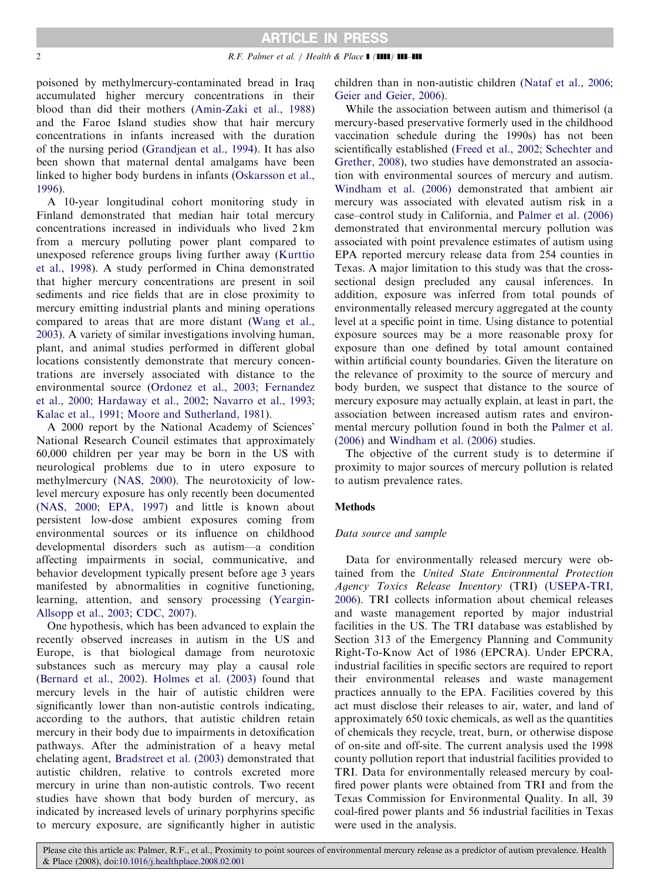poisoned by methylmercury-contaminated bread in Iraq accumulated higher mercury concentrations in their blood than did their mothers (Amin-Zaki et al., 1988) and the Faroe Island studies show that hair mercury concentrations in infants increased with the duration of the nursing period (Grandjean et al., 1994). It has also been shown that maternal dental amalgams have been linked to higher body burdens in infants (Oskarsson et al., 1996).

A 10-year longitudinal cohort monitoring study in Finland demonstrated that median hair total mercury concentrations increased in individuals who lived 2 km from a mercury polluting power plant compared to unexposed reference groups living further away (Kurttio et al., 1998). A study performed in China demonstrated that higher mercury concentrations are present in soil sediments and rice fields that are in close proximity to mercury emitting industrial plants and mining operations compared to areas that are more distant (Wang et al., 2003). A variety of similar investigations involving human, plant, and animal studies performed in different global locations consistently demonstrate that mercury concentrations are inversely associated with distance to the environmental source (Ordonez et al., 2003; Fernandez et al., 2000; Hardaway et al., 2002; Navarro et al., 1993; Kalac et al., 1991; Moore and Sutherland, 1981).

A 2000 report by the National Academy of Sciences' National Research Council estimates that approximately 60,000 children per year may be born in the US with neurological problems due to in utero exposure to methylmercury (NAS, 2000). The neurotoxicity of low-level mercury exposure has only recently been documented (NAS, 2000; EPA, 1997) and little is known about persistent low-dose ambient exposures coming from environmental sources or its influence on childhood developmental disorders such as autism—a condition affecting impairments in social, communicative, and behavior development typically present before age 3 years manifested by abnormalities in cognitive functioning, learning, attention, and sensory processing (Yeargin-Allsopp et al., 2003; CDC, 2007).

One hypothesis, which has been advanced to explain the recently observed increases in autism in the US and Europe, is that biological damage from neurotoxic substances such as mercury may play a causal role (Bernard et al., 2002). Holmes et al. (2003) found that mercury levels in the hair of autistic children were significantly lower than non-autistic controls indicating, according to the authors, that autistic children retain mercury in their body due to impairments in detoxification pathways. After the administration of a heavy metal chelating agent, Bradstreet et al. (2003) demonstrated that autistic children, relative to controls excreted more mercury in urine than non-autistic controls. Two recent studies have shown that body burden of mercury, as indicated by increased levels of urinary porphyrins specific to mercury exposure, are significantly higher in autistic children than in non-autistic children (Nataf et al., 2006; Geier and Geier, 2006).

While the association between autism and thimerisol (a mercury-based preservative formerly used in the childhood vaccination schedule during the 1990s) has not been scientifically established (Freed et al., 2002; Schechter and Grether, 2008), two studies have demonstrated an association with environmental sources of mercury and autism. Windham et al. (2006) demonstrated that ambient air mercury was associated with elevated autism risk in a case–control study in California, and Palmer et al. (2006) demonstrated that environmental mercury pollution was associated with point prevalence estimates of autism using EPA reported mercury release data from 254 counties in Texas. A major limitation to this study was that the cross-sectional design precluded any causal inferences. In addition, exposure was inferred from total pounds of environmentally released mercury aggregated at the county level at a specific point in time. Using distance to potential exposure sources may be a more reasonable proxy for exposure than one defined by total amount contained within artificial county boundaries. Given the literature on the relevance of proximity to the source of mercury and body burden, we suspect that distance to the source of mercury exposure may actually explain, at least in part, the association between increased autism rates and environmental mercury pollution found in both the Palmer et al. (2006) and Windham et al. (2006) studies.

The objective of the current study is to determine if proximity to major sources of mercury pollution is related to autism prevalence rates.

## Methods

### *Data source and sample*

Data for environmentally released mercury were obtained from the *United State Environmental Protection Agency Toxics Release Inventory* (TRI) (USEPA-TRI, 2006). TRI collects information about chemical releases and waste management reported by major industrial facilities in the US. The TRI database was established by Section 313 of the Emergency Planning and Community Right-To-Know Act of 1986 (EPCRA). Under EPCRA, industrial facilities in specific sectors are required to report their environmental releases and waste management practices annually to the EPA. Facilities covered by this act must disclose their releases to air, water, and land of approximately 650 toxic chemicals, as well as the quantities of chemicals they recycle, treat, burn, or otherwise dispose of on-site and off-site. The current analysis used the 1998 county pollution report that industrial facilities provided to TRI. Data for environmentally released mercury by coal-fired power plants were obtained from TRI and from the Texas Commission for Environmental Quality. In all, 39 coal-fired power plants and 56 industrial facilities in Texas were used in the analysis.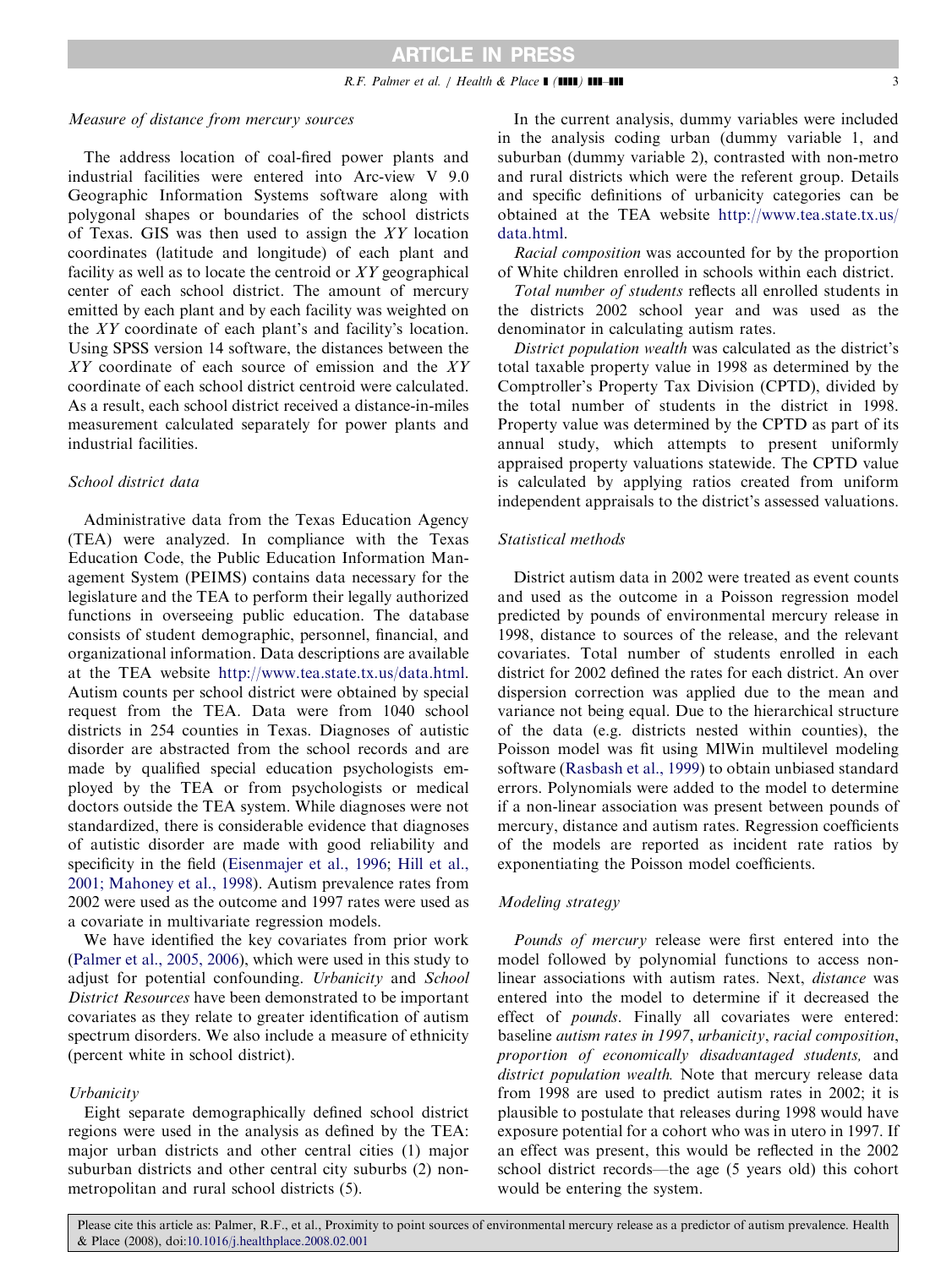### Measure of distance from mercury sources

The address location of coal-fired power plants and industrial facilities were entered into Arc-view V 9.0 Geographic Information Systems software along with polygonal shapes or boundaries of the school districts of Texas. GIS was then used to assign the *XY* location coordinates (latitude and longitude) of each plant and facility as well as to locate the centroid or *XY* geographical center of each school district. The amount of mercury emitted by each plant and by each facility was weighted on the *XY* coordinate of each plant's and facility's location. Using SPSS version 14 software, the distances between the *XY* coordinate of each source of emission and the *XY* coordinate of each school district centroid were calculated. As a result, each school district received a distance-in-miles measurement calculated separately for power plants and industrial facilities.

### School district data

Administrative data from the Texas Education Agency (TEA) were analyzed. In compliance with the Texas Education Code, the Public Education Information Management System (PEIMS) contains data necessary for the legislature and the TEA to perform their legally authorized functions in overseeing public education. The database consists of student demographic, personnel, financial, and organizational information. Data descriptions are available at the TEA website http://www.tea.state.tx.us/data.html. Autism counts per school district were obtained by special request from the TEA. Data were from 1040 school districts in 254 counties in Texas. Diagnoses of autistic disorder are abstracted from the school records and are made by qualified special education psychologists employed by the TEA or from psychologists or medical doctors outside the TEA system. While diagnoses were not standardized, there is considerable evidence that diagnoses of autistic disorder are made with good reliability and specificity in the field (Eisenmajer et al., 1996; Hill et al., 2001; Mahoney et al., 1998). Autism prevalence rates from 2002 were used as the outcome and 1997 rates were used as a covariate in multivariate regression models.

We have identified the key covariates from prior work (Palmer et al., 2005, 2006), which were used in this study to adjust for potential confounding. *Urbanicity* and *School District Resources* have been demonstrated to be important covariates as they relate to greater identification of autism spectrum disorders. We also include a measure of ethnicity (percent white in school district).

### Urbanicity

Eight separate demographically defined school district regions were used in the analysis as defined by the TEA: major urban districts and other central cities (1) major suburban districts and other central city suburbs (2) non-metropolitan and rural school districts (5).

In the current analysis, dummy variables were included in the analysis coding urban (dummy variable 1, and suburban (dummy variable 2), contrasted with non-metro and rural districts which were the referent group. Details and specific definitions of urbanicity categories can be obtained at the TEA website http://www.tea.state.tx.us/data.html.

*Racial composition* was accounted for by the proportion of White children enrolled in schools within each district.

*Total number of students* reflects all enrolled students in the districts 2002 school year and was used as the denominator in calculating autism rates.

*District population wealth* was calculated as the district's total taxable property value in 1998 as determined by the Comptroller's Property Tax Division (CPTD), divided by the total number of students in the district in 1998. Property value was determined by the CPTD as part of its annual study, which attempts to present uniformly appraised property valuations statewide. The CPTD value is calculated by applying ratios created from uniform independent appraisals to the district's assessed valuations.

### Statistical methods

District autism data in 2002 were treated as event counts and used as the outcome in a Poisson regression model predicted by pounds of environmental mercury release in 1998, distance to sources of the release, and the relevant covariates. Total number of students enrolled in each district for 2002 defined the rates for each district. An over dispersion correction was applied due to the mean and variance not being equal. Due to the hierarchical structure of the data (e.g. districts nested within counties), the Poisson model was fit using MlWin multilevel modeling software (Rasbash et al., 1999) to obtain unbiased standard errors. Polynomials were added to the model to determine if a non-linear association was present between pounds of mercury, distance and autism rates. Regression coefficients of the models are reported as incident rate ratios by exponentiating the Poisson model coefficients.

### Modeling strategy

*Pounds of mercury* release were first entered into the model followed by polynomial functions to access non-linear associations with autism rates. Next, *distance* was entered into the model to determine if it decreased the effect of *pounds*. Finally all covariates were entered: baseline *autism rates in 1997*, *urbanicity*, *racial composition*, *proportion of economically disadvantaged students,* and *district population wealth.* Note that mercury release data from 1998 are used to predict autism rates in 2002; it is plausible to postulate that releases during 1998 would have exposure potential for a cohort who was in utero in 1997. If an effect was present, this would be reflected in the 2002 school district records—the age (5 years old) this cohort would be entering the system.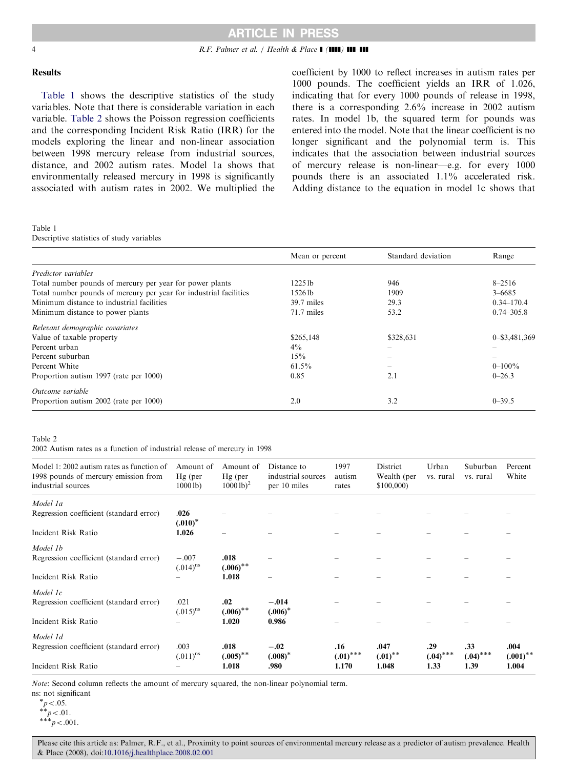## Results

Table 1 shows the descriptive statistics of the study variables. Note that there is considerable variation in each variable. Table 2 shows the Poisson regression coefficients and the corresponding Incident Risk Ratio (IRR) for the models exploring the linear and non-linear association between 1998 mercury release from industrial sources, distance, and 2002 autism rates. Model 1a shows that environmentally released mercury in 1998 is significantly associated with autism rates in 2002. We multiplied the coefficient by 1000 to reflect increases in autism rates per 1000 pounds. The coefficient yields an IRR of 1.026, indicating that for every 1000 pounds of release in 1998, there is a corresponding 2.6% increase in 2002 autism rates. In model 1b, the squared term for pounds was entered into the model. Note that the linear coefficient is no longer significant and the polynomial term is. This indicates that the association between industrial sources of mercury release is non-linear—e.g. for every 1000 pounds there is an associated 1.1% accelerated risk. Adding distance to the equation in model 1c shows that

Table 1
Descriptive statistics of study variables

| | Mean or percent | Standard deviation | Range |
|---|---|---|---|
| *Predictor variables* | | | |
| Total number pounds of mercury per year for power plants | 1225 lb | 946 | 8–2516 |
| Total number pounds of mercury per year for industrial facilities | 1526 lb | 1909 | 3–6685 |
| Minimum distance to industrial facilities | 39.7 miles | 29.3 | 0.34–170.4 |
| Minimum distance to power plants | 71.7 miles | 53.2 | 0.74–305.8 |
| *Relevant demographic covariates* | | | |
| Value of taxable property | $265,148 | $328,631 | 0–$3,481,369 |
| Percent urban | 4% | – | – |
| Percent suburban | 15% | – | – |
| Percent White | 61.5% | – | 0–100% |
| Proportion autism 1997 (rate per 1000) | 0.85 | 2.1 | 0–26.3 |
| *Outcome variable* | | | |
| Proportion autism 2002 (rate per 1000) | 2.0 | 3.2 | 0–39.5 |

Table 2
2002 Autism rates as a function of industrial release of mercury in 1998

| Model 1: 2002 autism rates as function of 1998 pounds of mercury emission from industrial sources | Amount of Hg (per 1000 lb) | Amount of Hg (per 1000 lb)$^2$ | Distance to industrial sources per 10 miles | 1997 autism rates | District Wealth (per $100,000) | Urban vs. rural | Suburban vs. rural | Percent White |
|---|---|---|---|---|---|---|---|---|
| *Model 1a* | | | | | | | | |
| Regression coefficient (standard error) | **.026 (.010)$^{*}$** | – | – | – | – | – | – | – |
| Incident Risk Ratio | **1.026** | – | – | – | – | – | – | – |
| *Model 1b* | | | | | | | | |
| Regression coefficient (standard error) | −.007 (.014)$^{ns}$ | **.018 (.006)$^{**}$** | – | – | – | – | – | – |
| Incident Risk Ratio | – | **1.018** | – | – | – | – | – | – |
| *Model 1c* | | | | | | | | |
| Regression coefficient (standard error) | .021 (.015)$^{ns}$ | **.02 (.006)$^{**}$** | **−.014 (.006)$^{*}$** | – | – | – | – | – |
| Incident Risk Ratio | – | **1.020** | **0.986** | – | – | – | – | – |
| *Model 1d* | | | | | | | | |
| Regression coefficient (standard error) | .003 (.011)$^{ns}$ | **.018 (.005)$^{**}$** | **−.02 (.008)$^{*}$** | **.16 (.01)$^{***}$** | **.047 (.01)$^{**}$** | **.29 (.04)$^{***}$** | **.33 (.04)$^{***}$** | **.004 (.001)$^{**}$** |
| Incident Risk Ratio | – | **1.018** | **.980** | **1.170** | **1.048** | **1.33** | **1.39** | **1.004** |

*Note*: Second column reflects the amount of mercury squared, the non-linear polynomial term.
ns: not significant
$^{*}p<.05$.
$^{**}p<.01$.
$^{***}p<.001$.

Please cite this article as: Palmer, R.F., et al., Proximity to point sources of environmental mercury release as a predictor of autism prevalence. Health & Place (2008), doi:10.1016/j.healthplace.2008.02.001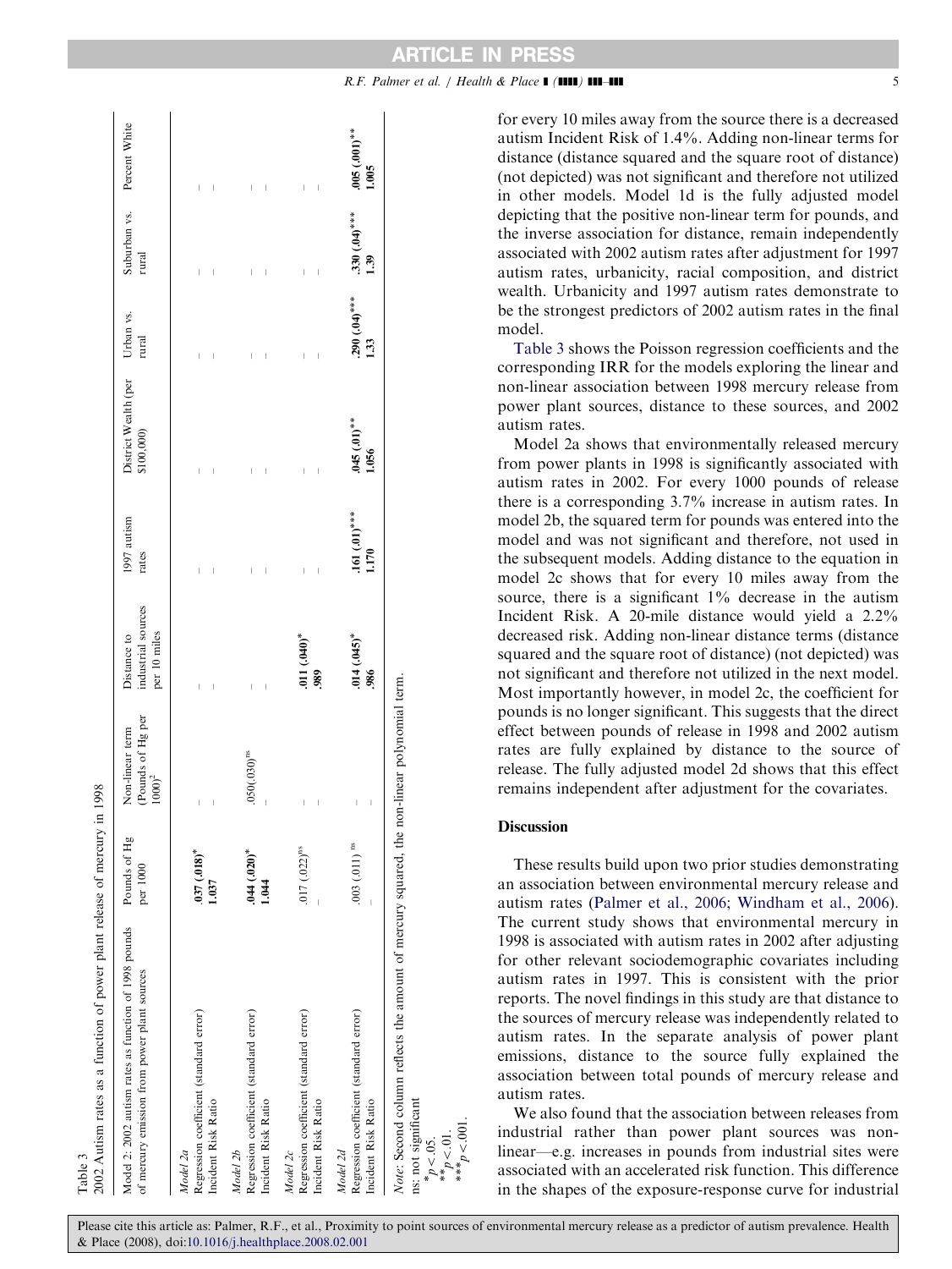Table 3
2002 Autism rates as a function of power plant release of mercury in 1998

| Model 2: 2002 autism rates as function of 1998 pounds of mercury emission from power plant sources | Pounds of Hg per 1000 | Non-linear term (Pounds of Hg per $1000)^2$ | Distance to industrial sources per 10 miles | 1997 autism rates | District Wealth (per \$100,000) | Urban vs. rural | Suburban vs. rural | Percent White |
|---|---|---|---|---|---|---|---|---|
| *Model 2a* | | | | | | | | |
| Regression coefficient (standard error) | **.037 (.018)*** | – | – | – | – | – | – | – |
| Incident Risk Ratio | **1.037** | – | – | – | – | – | – | – |
| *Model 2b* | | | | | | | | |
| Regression coefficient (standard error) | **.044 (.020)*** | .050(.030)$^{ns}$ | – | – | – | – | – | – |
| Incident Risk Ratio | **1.044** | – | – | – | – | – | – | – |
| *Model 2c* | | | | | | | | |
| Regression coefficient (standard error) | .017 (.022)$^{ns}$ | – | **.011 (.040)*** | – | – | – | – | – |
| Incident Risk Ratio | – | – | **.989** | – | – | – | – | – |
| *Model 2d* | | | | | | | | |
| Regression coefficient (standard error) | .003 (.011) $^{ns}$ | – | **.014 (.045)*** | **.161 (.01)***** | **.045 (.01)**** | **.290 (.04)***** | **.330 (.04)***** | **.005 (.001)**** |
| Incident Risk Ratio | – | – | **.986** | **1.170** | **1.056** | **1.33** | **1.39** | **1.005** |

*Note*: Second column reflects the amount of mercury squared, the non-linear polynomial term.
ns: not significant
*$p<.05$.
**$p<.01$.
***$p<.001$.

for every 10 miles away from the source there is a decreased autism Incident Risk of 1.4%. Adding non-linear terms for distance (distance squared and the square root of distance) (not depicted) was not significant and therefore not utilized in other models. Model 1d is the fully adjusted model depicting that the positive non-linear term for pounds, and the inverse association for distance, remain independently associated with 2002 autism rates after adjustment for 1997 autism rates, urbanicity, racial composition, and district wealth. Urbanicity and 1997 autism rates demonstrate to be the strongest predictors of 2002 autism rates in the final model.

Table 3 shows the Poisson regression coefficients and the corresponding IRR for the models exploring the linear and non-linear association between 1998 mercury release from power plant sources, distance to these sources, and 2002 autism rates.

Model 2a shows that environmentally released mercury from power plants in 1998 is significantly associated with autism rates in 2002. For every 1000 pounds of release there is a corresponding 3.7% increase in autism rates. In model 2b, the squared term for pounds was entered into the model and was not significant and therefore, not used in the subsequent models. Adding distance to the equation in model 2c shows that for every 10 miles away from the source, there is a significant 1% decrease in the autism Incident Risk. A 20-mile distance would yield a 2.2% decreased risk. Adding non-linear distance terms (distance squared and the square root of distance) (not depicted) was not significant and therefore not utilized in the next model. Most importantly however, in model 2c, the coefficient for pounds is no longer significant. This suggests that the direct effect between pounds of release in 1998 and 2002 autism rates are fully explained by distance to the source of release. The fully adjusted model 2d shows that this effect remains independent after adjustment for the covariates.

## Discussion

These results build upon two prior studies demonstrating an association between environmental mercury release and autism rates (Palmer et al., 2006; Windham et al., 2006). The current study shows that environmental mercury in 1998 is associated with autism rates in 2002 after adjusting for other relevant sociodemographic covariates including autism rates in 1997. This is consistent with the prior reports. The novel findings in this study are that distance to the sources of mercury release was independently related to autism rates. In the separate analysis of power plant emissions, distance to the source fully explained the association between total pounds of mercury release and autism rates.

We also found that the association between releases from industrial rather than power plant sources was non-linear—e.g. increases in pounds from industrial sites were associated with an accelerated risk function. This difference in the shapes of the exposure-response curve for industrial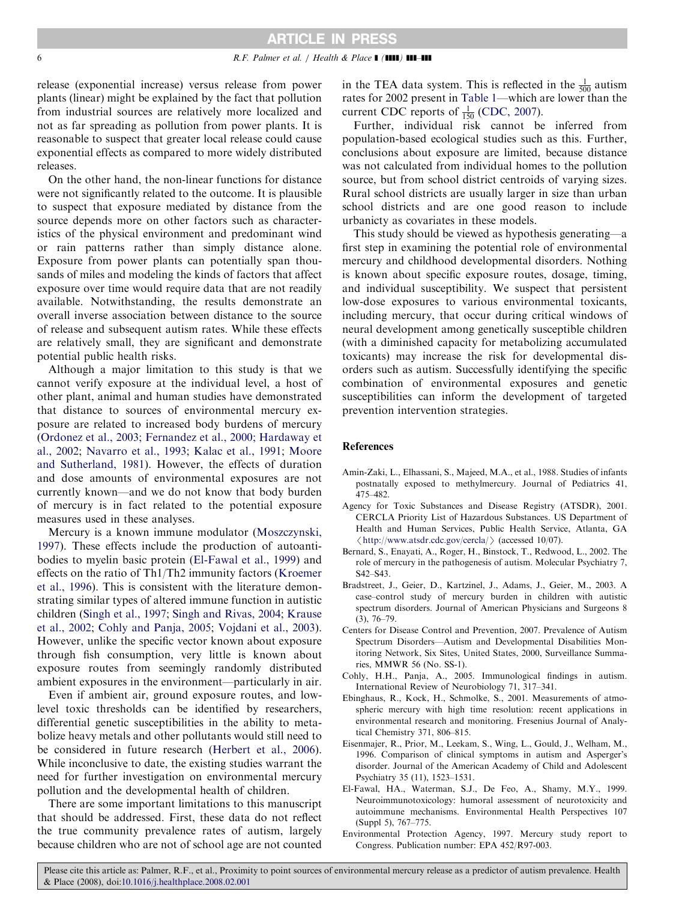release (exponential increase) versus release from power plants (linear) might be explained by the fact that pollution from industrial sources are relatively more localized and not as far spreading as pollution from power plants. It is reasonable to suspect that greater local release could cause exponential effects as compared to more widely distributed releases.

On the other hand, the non-linear functions for distance were not significantly related to the outcome. It is plausible to suspect that exposure mediated by distance from the source depends more on other factors such as characteristics of the physical environment and predominant wind or rain patterns rather than simply distance alone. Exposure from power plants can potentially span thousands of miles and modeling the kinds of factors that affect exposure over time would require data that are not readily available. Notwithstanding, the results demonstrate an overall inverse association between distance to the source of release and subsequent autism rates. While these effects are relatively small, they are significant and demonstrate potential public health risks.

Although a major limitation to this study is that we cannot verify exposure at the individual level, a host of other plant, animal and human studies have demonstrated that distance to sources of environmental mercury exposure are related to increased body burdens of mercury (Ordonez et al., 2003; Fernandez et al., 2000; Hardaway et al., 2002; Navarro et al., 1993; Kalac et al., 1991; Moore and Sutherland, 1981). However, the effects of duration and dose amounts of environmental exposures are not currently known—and we do not know that body burden of mercury is in fact related to the potential exposure measures used in these analyses.

Mercury is a known immune modulator (Moszczynski, 1997). These effects include the production of autoantibodies to myelin basic protein (El-Fawal et al., 1999) and effects on the ratio of Th1/Th2 immunity factors (Kroemer et al., 1996). This is consistent with the literature demonstrating similar types of altered immune function in autistic children (Singh et al., 1997; Singh and Rivas, 2004; Krause et al., 2002; Cohly and Panja, 2005; Vojdani et al., 2003). However, unlike the specific vector known about exposure through fish consumption, very little is known about exposure routes from seemingly randomly distributed ambient exposures in the environment—particularly in air.

Even if ambient air, ground exposure routes, and low-level toxic thresholds can be identified by researchers, differential genetic susceptibilities in the ability to metabolize heavy metals and other pollutants would still need to be considered in future research (Herbert et al., 2006). While inconclusive to date, the existing studies warrant the need for further investigation on environmental mercury pollution and the developmental health of children.

There are some important limitations to this manuscript that should be addressed. First, these data do not reflect the true community prevalence rates of autism, largely because children who are not of school age are not counted in the TEA data system. This is reflected in the $\frac{1}{500}$ autism rates for 2002 present in Table 1—which are lower than the current CDC reports of $\frac{1}{150}$ (CDC, 2007).

Further, individual risk cannot be inferred from population-based ecological studies such as this. Further, conclusions about exposure are limited, because distance was not calculated from individual homes to the pollution source, but from school district centroids of varying sizes. Rural school districts are usually larger in size than urban school districts and are one good reason to include urbanicty as covariates in these models.

This study should be viewed as hypothesis generating—a first step in examining the potential role of environmental mercury and childhood developmental disorders. Nothing is known about specific exposure routes, dosage, timing, and individual susceptibility. We suspect that persistent low-dose exposures to various environmental toxicants, including mercury, that occur during critical windows of neural development among genetically susceptible children (with a diminished capacity for metabolizing accumulated toxicants) may increase the risk for developmental disorders such as autism. Successfully identifying the specific combination of environmental exposures and genetic susceptibilities can inform the development of targeted prevention intervention strategies.

## References

Amin-Zaki, L., Elhassani, S., Majeed, M.A., et al., 1988. Studies of infants postnatally exposed to methylmercury. Journal of Pediatrics 41, 475–482.

Agency for Toxic Substances and Disease Registry (ATSDR), 2001. CERCLA Priority List of Hazardous Substances. US Department of Health and Human Services, Public Health Service, Atlanta, GA ⟨http://www.atsdr.cdc.gov/cercla/⟩ (accessed 10/07).

Bernard, S., Enayati, A., Roger, H., Binstock, T., Redwood, L., 2002. The role of mercury in the pathogenesis of autism. Molecular Psychiatry 7, S42–S43.

Bradstreet, J., Geier, D., Kartzinel, J., Adams, J., Geier, M., 2003. A case–control study of mercury burden in children with autistic spectrum disorders. Journal of American Physicians and Surgeons 8 (3), 76–79.

Centers for Disease Control and Prevention, 2007. Prevalence of Autism Spectrum Disorders—Autism and Developmental Disabilities Monitoring Network, Six Sites, United States, 2000, Surveillance Summaries, MMWR 56 (No. SS-1).

Cohly, H.H., Panja, A., 2005. Immunological findings in autism. International Review of Neurobiology 71, 317–341.

Ebinghaus, R., Kock, H., Schmolke, S., 2001. Measurements of atmospheric mercury with high time resolution: recent applications in environmental research and monitoring. Fresenius Journal of Analytical Chemistry 371, 806–815.

Eisenmajer, R., Prior, M., Leekam, S., Wing, L., Gould, J., Welham, M., 1996. Comparison of clinical symptoms in autism and Asperger's disorder. Journal of the American Academy of Child and Adolescent Psychiatry 35 (11), 1523–1531.

El-Fawal, HA., Waterman, S.J., De Feo, A., Shamy, M.Y., 1999. Neuroimmunotoxicology: humoral assessment of neurotoxicity and autoimmune mechanisms. Environmental Health Perspectives 107 (Suppl 5), 767–775.

Environmental Protection Agency, 1997. Mercury study report to Congress. Publication number: EPA 452/R97-003.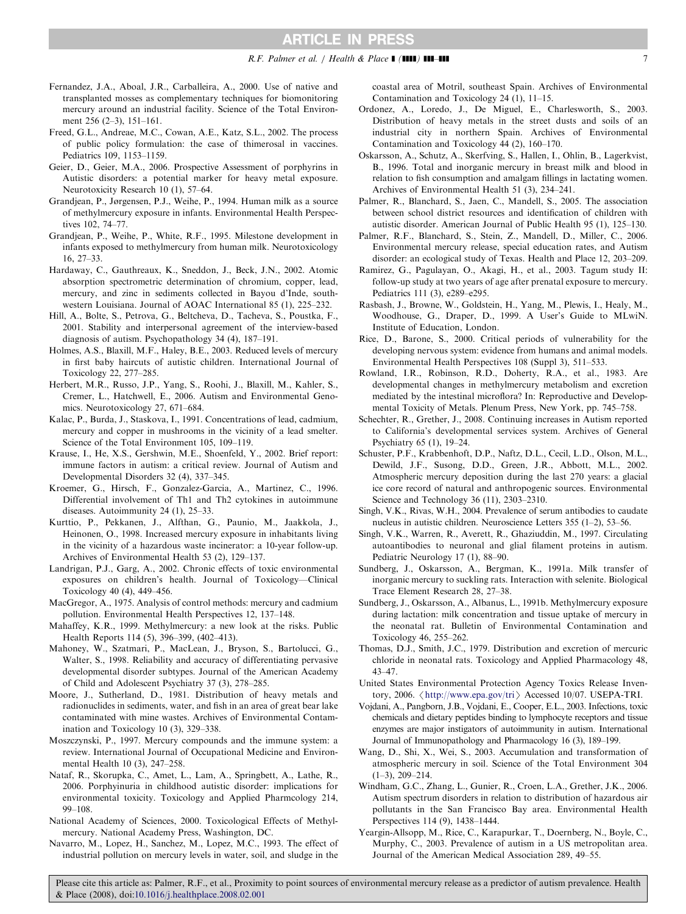Fernandez, J.A., Aboal, J.R., Carballeira, A., 2000. Use of native and transplanted mosses as complementary techniques for biomonitoring mercury around an industrial facility. Science of the Total Environment 256 (2–3), 151–161.

Freed, G.L., Andreae, M.C., Cowan, A.E., Katz, S.L., 2002. The process of public policy formulation: the case of thimerosal in vaccines. Pediatrics 109, 1153–1159.

Geier, D., Geier, M.A., 2006. Prospective Assessment of porphyrins in Autistic disorders: a potential marker for heavy metal exposure. Neurotoxicity Research 10 (1), 57–64.

Grandjean, P., Jørgensen, P.J., Weihe, P., 1994. Human milk as a source of methylmercury exposure in infants. Environmental Health Perspectives 102, 74–77.

Grandjean, P., Weihe, P., White, R.F., 1995. Milestone development in infants exposed to methylmercury from human milk. Neurotoxicology 16, 27–33.

Hardaway, C., Gauthreaux, K., Sneddon, J., Beck, J.N., 2002. Atomic absorption spectrometric determination of chromium, copper, lead, mercury, and zinc in sediments collected in Bayou d'Inde, southwestern Louisiana. Journal of AOAC International 85 (1), 225–232.

Hill, A., Bolte, S., Petrova, G., Beltcheva, D., Tacheva, S., Poustka, F., 2001. Stability and interpersonal agreement of the interview-based diagnosis of autism. Psychopathology 34 (4), 187–191.

Holmes, A.S., Blaxill, M.F., Haley, B.E., 2003. Reduced levels of mercury in first baby haircuts of autistic children. International Journal of Toxicology 22, 277–285.

Herbert, M.R., Russo, J.P., Yang, S., Roohi, J., Blaxill, M., Kahler, S., Cremer, L., Hatchwell, E., 2006. Autism and Environmental Genomics. Neurotoxicology 27, 671–684.

Kalac, P., Burda, J., Staskova, I., 1991. Concentrations of lead, cadmium, mercury and copper in mushrooms in the vicinity of a lead smelter. Science of the Total Environment 105, 109–119.

Krause, I., He, X.S., Gershwin, M.E., Shoenfeld, Y., 2002. Brief report: immune factors in autism: a critical review. Journal of Autism and Developmental Disorders 32 (4), 337–345.

Kroemer, G., Hirsch, F., Gonzalez-Garcia, A., Martinez, C., 1996. Differential involvement of Th1 and Th2 cytokines in autoimmune diseases. Autoimmunity 24 (1), 25–33.

Kurttio, P., Pekkanen, J., Alfthan, G., Paunio, M., Jaakkola, J., Heinonen, O., 1998. Increased mercury exposure in inhabitants living in the vicinity of a hazardous waste incinerator: a 10-year follow-up. Archives of Environmental Health 53 (2), 129–137.

Landrigan, P.J., Garg, A., 2002. Chronic effects of toxic environmental exposures on children's health. Journal of Toxicology—Clinical Toxicology 40 (4), 449–456.

MacGregor, A., 1975. Analysis of control methods: mercury and cadmium pollution. Environmental Health Perspectives 12, 137–148.

Mahaffey, K.R., 1999. Methylmercury: a new look at the risks. Public Health Reports 114 (5), 396–399, (402–413).

Mahoney, W., Szatmari, P., MacLean, J., Bryson, S., Bartolucci, G., Walter, S., 1998. Reliability and accuracy of differentiating pervasive developmental disorder subtypes. Journal of the American Academy of Child and Adolescent Psychiatry 37 (3), 278–285.

Moore, J., Sutherland, D., 1981. Distribution of heavy metals and radionuclides in sediments, water, and fish in an area of great bear lake contaminated with mine wastes. Archives of Environmental Contamination and Toxicology 10 (3), 329–338.

Moszczynski, P., 1997. Mercury compounds and the immune system: a review. International Journal of Occupational Medicine and Environmental Health 10 (3), 247–258.

Nataf, R., Skorupka, C., Amet, L., Lam, A., Springbett, A., Lathe, R., 2006. Porphyinuria in childhood autistic disorder: implications for environmental toxicity. Toxicology and Applied Pharmcology 214, 99–108.

National Academy of Sciences, 2000. Toxicological Effects of Methylmercury. National Academy Press, Washington, DC.

Navarro, M., Lopez, H., Sanchez, M., Lopez, M.C., 1993. The effect of industrial pollution on mercury levels in water, soil, and sludge in the coastal area of Motril, southeast Spain. Archives of Environmental Contamination and Toxicology 24 (1), 11–15.

Ordonez, A., Loredo, J., De Miguel, E., Charlesworth, S., 2003. Distribution of heavy metals in the street dusts and soils of an industrial city in northern Spain. Archives of Environmental Contamination and Toxicology 44 (2), 160–170.

Oskarsson, A., Schutz, A., Skerfving, S., Hallen, I., Ohlin, B., Lagerkvist, B., 1996. Total and inorganic mercury in breast milk and blood in relation to fish consumption and amalgam fillings in lactating women. Archives of Environmental Health 51 (3), 234–241.

Palmer, R., Blanchard, S., Jaen, C., Mandell, S., 2005. The association between school district resources and identification of children with autistic disorder. American Journal of Public Health 95 (1), 125–130.

Palmer, R.F., Blanchard, S., Stein, Z., Mandell, D., Miller, C., 2006. Environmental mercury release, special education rates, and Autism disorder: an ecological study of Texas. Health and Place 12, 203–209.

Ramirez, G., Pagulayan, O., Akagi, H., et al., 2003. Tagum study II: follow-up study at two years of age after prenatal exposure to mercury. Pediatrics 111 (3), e289–e295.

Rasbash, J., Browne, W., Goldstein, H., Yang, M., Plewis, I., Healy, M., Woodhouse, G., Draper, D., 1999. A User's Guide to MLwiN. Institute of Education, London.

Rice, D., Barone, S., 2000. Critical periods of vulnerability for the developing nervous system: evidence from humans and animal models. Environmental Health Perspectives 108 (Suppl 3), 511–533.

Rowland, I.R., Robinson, R.D., Doherty, R.A., et al., 1983. Are developmental changes in methylmercury metabolism and excretion mediated by the intestinal microflora? In: Reproductive and Developmental Toxicity of Metals. Plenum Press, New York, pp. 745–758.

Schechter, R., Grether, J., 2008. Continuing increases in Autism reported to California's developmental services system. Archives of General Psychiatry 65 (1), 19–24.

Schuster, P.F., Krabbenhoft, D.P., Naftz, D.L., Cecil, L.D., Olson, M.L., Dewild, J.F., Susong, D.D., Green, J.R., Abbott, M.L., 2002. Atmospheric mercury deposition during the last 270 years: a glacial ice core record of natural and anthropogenic sources. Environmental Science and Technology 36 (11), 2303–2310.

Singh, V.K., Rivas, W.H., 2004. Prevalence of serum antibodies to caudate nucleus in autistic children. Neuroscience Letters 355 (1–2), 53–56.

Singh, V.K., Warren, R., Averett, R., Ghaziuddin, M., 1997. Circulating autoantibodies to neuronal and glial filament proteins in autism. Pediatric Neurology 17 (1), 88–90.

Sundberg, J., Oskarsson, A., Bergman, K., 1991a. Milk transfer of inorganic mercury to suckling rats. Interaction with selenite. Biological Trace Element Research 28, 27–38.

Sundberg, J., Oskarsson, A., Albanus, L., 1991b. Methylmercury exposure during lactation: milk concentration and tissue uptake of mercury in the neonatal rat. Bulletin of Environmental Contamination and Toxicology 46, 255–262.

Thomas, D.J., Smith, J.C., 1979. Distribution and excretion of mercuric chloride in neonatal rats. Toxicology and Applied Pharmacology 48, 43–47.

United States Environmental Protection Agency Toxics Release Inventory, 2006. 〈http://www.epa.gov/tri〉 Accessed 10/07. USEPA-TRI.

Vojdani, A., Pangborn, J.B., Vojdani, E., Cooper, E.L., 2003. Infections, toxic chemicals and dietary peptides binding to lymphocyte receptors and tissue enzymes are major instigators of autoimmunity in autism. International Journal of Immunopathology and Pharmacology 16 (3), 189–199.

Wang, D., Shi, X., Wei, S., 2003. Accumulation and transformation of atmospheric mercury in soil. Science of the Total Environment 304 (1–3), 209–214.

Windham, G.C., Zhang, L., Gunier, R., Croen, L.A., Grether, J.K., 2006. Autism spectrum disorders in relation to distribution of hazardous air pollutants in the San Francisco Bay area. Environmental Health Perspectives 114 (9), 1438–1444.

Yeargin-Allsopp, M., Rice, C., Karapurkar, T., Doernberg, N., Boyle, C., Murphy, C., 2003. Prevalence of autism in a US metropolitan area. Journal of the American Medical Association 289, 49–55.